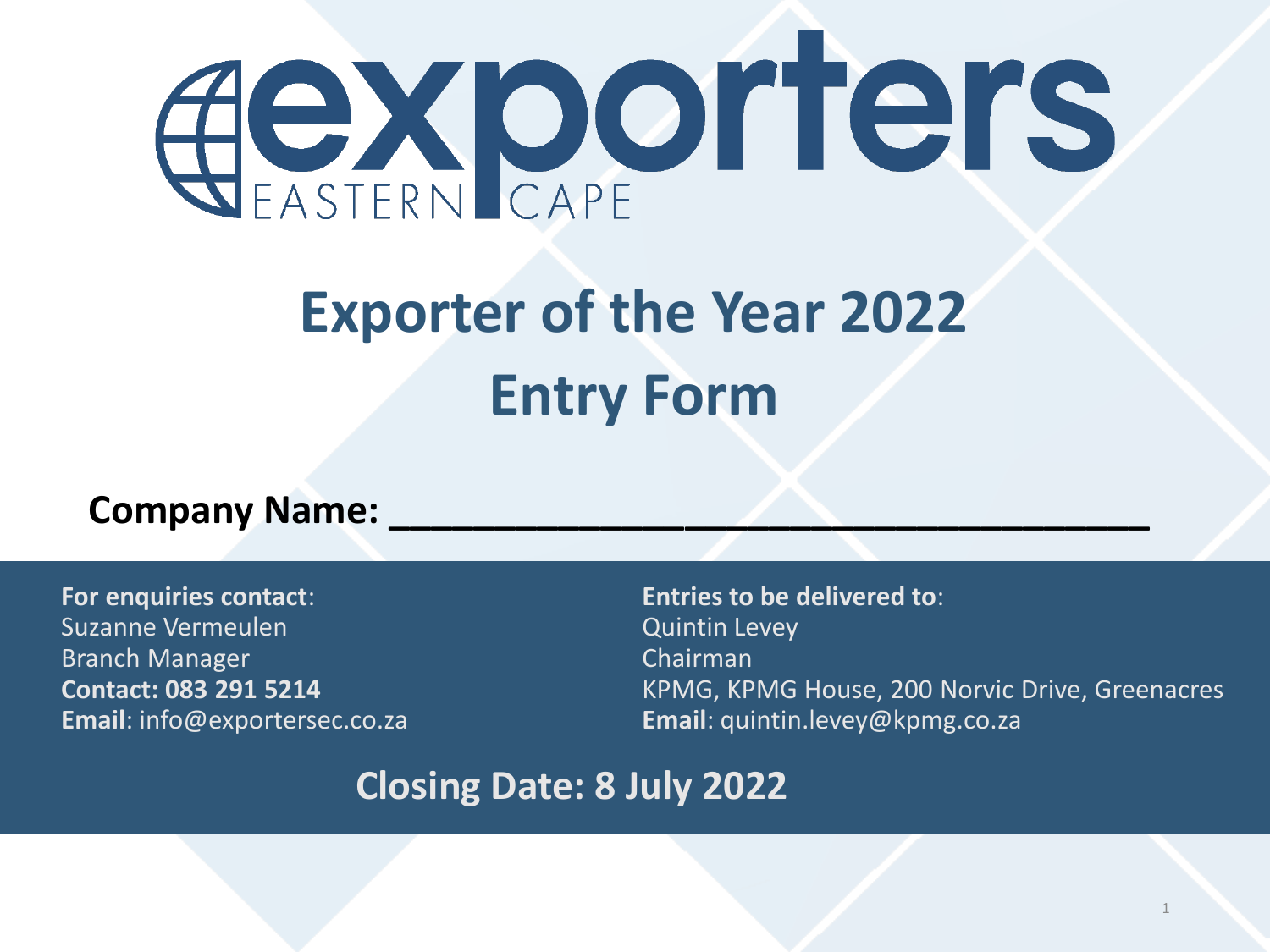# exporters EASTERN CAPE

# Exporter of the Year 2022
# Entry Form

**Company Name: ___________________________________**

**For enquiries contact**:
Suzanne Vermeulen
Branch Manager
**Contact: 083 291 5214**
**Email**: info@exportersec.co.za

**Entries to be delivered to**:
Quintin Levey
Chairman
KPMG, KPMG House, 200 Norvic Drive, Greenacres
**Email**: quintin.levey@kpmg.co.za

## Closing Date: 8 July 2022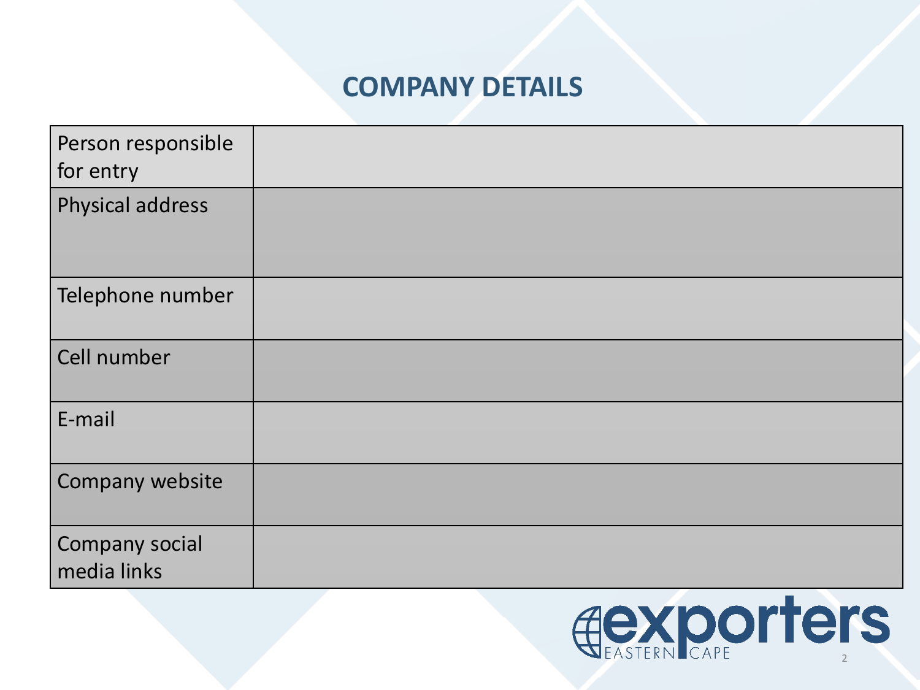## COMPANY DETAILS

| Person responsible for entry | |
|---|---|
| Physical address | |
| Telephone number | |
| Cell number | |
| E-mail | |
| Company website | |
| Company social media links | |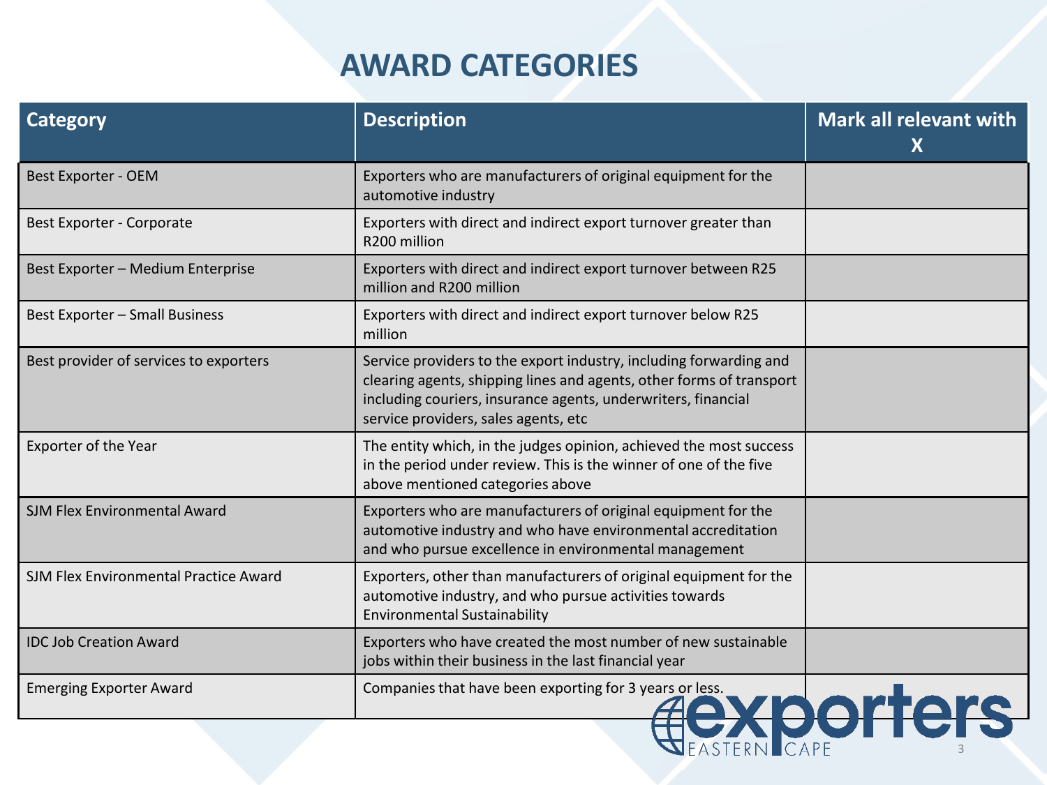# AWARD CATEGORIES

| Category | Description | Mark all relevant with X |
|---|---|---|
| Best Exporter - OEM | Exporters who are manufacturers of original equipment for the automotive industry | |
| Best Exporter - Corporate | Exporters with direct and indirect export turnover greater than R200 million | |
| Best Exporter – Medium Enterprise | Exporters with direct and indirect export turnover between R25 million and R200 million | |
| Best Exporter – Small Business | Exporters with direct and indirect export turnover below R25 million | |
| Best provider of services to exporters | Service providers to the export industry, including forwarding and clearing agents, shipping lines and agents, other forms of transport including couriers, insurance agents, underwriters, financial service providers, sales agents, etc | |
| Exporter of the Year | The entity which, in the judges opinion, achieved the most success in the period under review. This is the winner of one of the five above mentioned categories above | |
| SJM Flex Environmental Award | Exporters who are manufacturers of original equipment for the automotive industry and who have environmental accreditation and who pursue excellence in environmental management | |
| SJM Flex Environmental Practice Award | Exporters, other than manufacturers of original equipment for the automotive industry, and who pursue activities towards Environmental Sustainability | |
| IDC Job Creation Award | Exporters who have created the most number of new sustainable jobs within their business in the last financial year | |
| Emerging Exporter Award | Companies that have been exporting for 3 years or less. | |

exporters EASTERN CAPE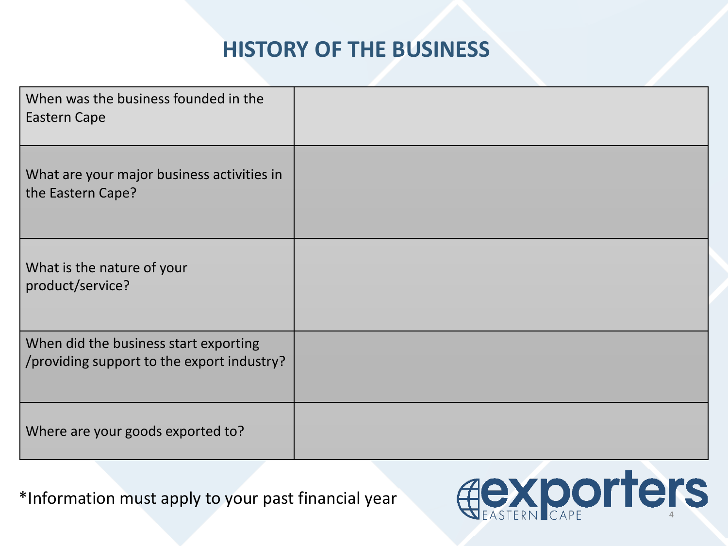# HISTORY OF THE BUSINESS

| | |
|---|---|
| When was the business founded in the Eastern Cape | |
| What are your major business activities in the Eastern Cape? | |
| What is the nature of your product/service? | |
| When did the business start exporting /providing support to the export industry? | |
| Where are your goods exported to? | |

*Information must apply to your past financial year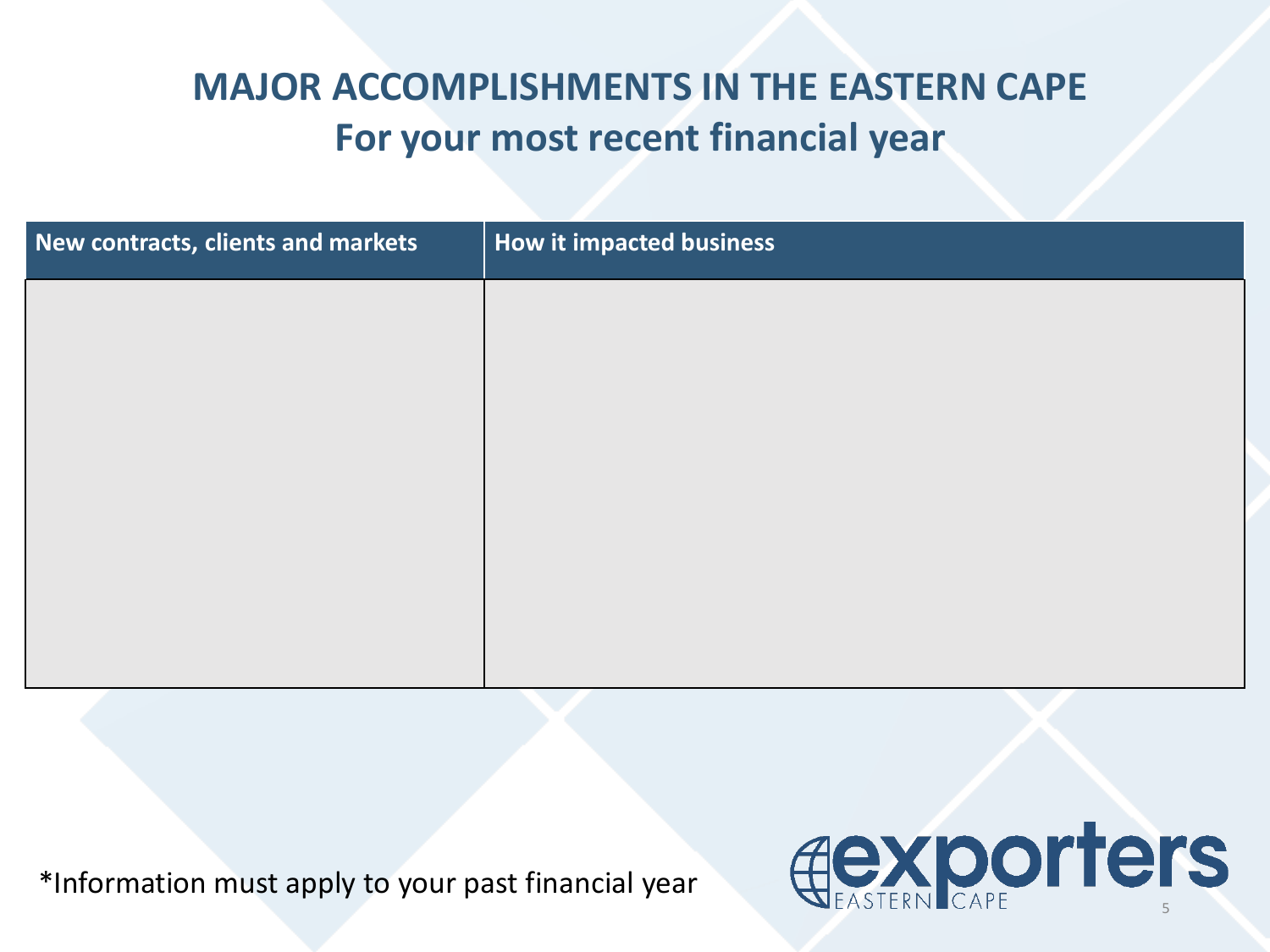# MAJOR ACCOMPLISHMENTS IN THE EASTERN CAPE
## For your most recent financial year

| New contracts, clients and markets | How it impacted business |
| --- | --- |
| | |

*Information must apply to your past financial year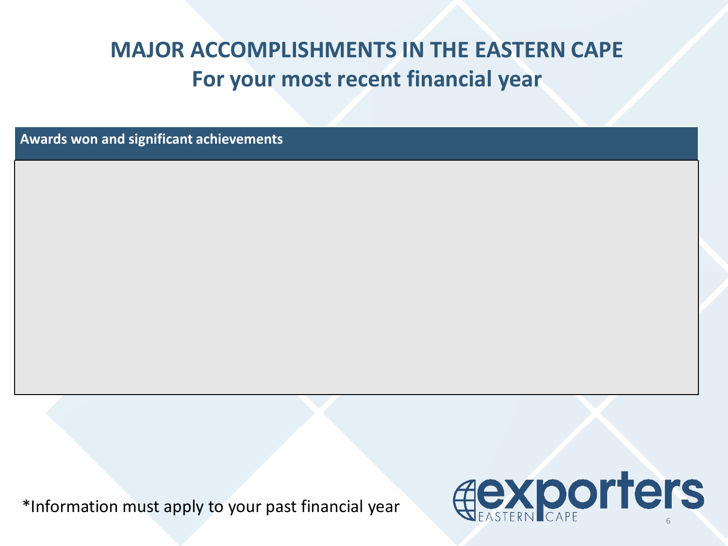# MAJOR ACCOMPLISHMENTS IN THE EASTERN CAPE

## For your most recent financial year

| Awards won and significant achievements |
| --- |
| |

*Information must apply to your past financial year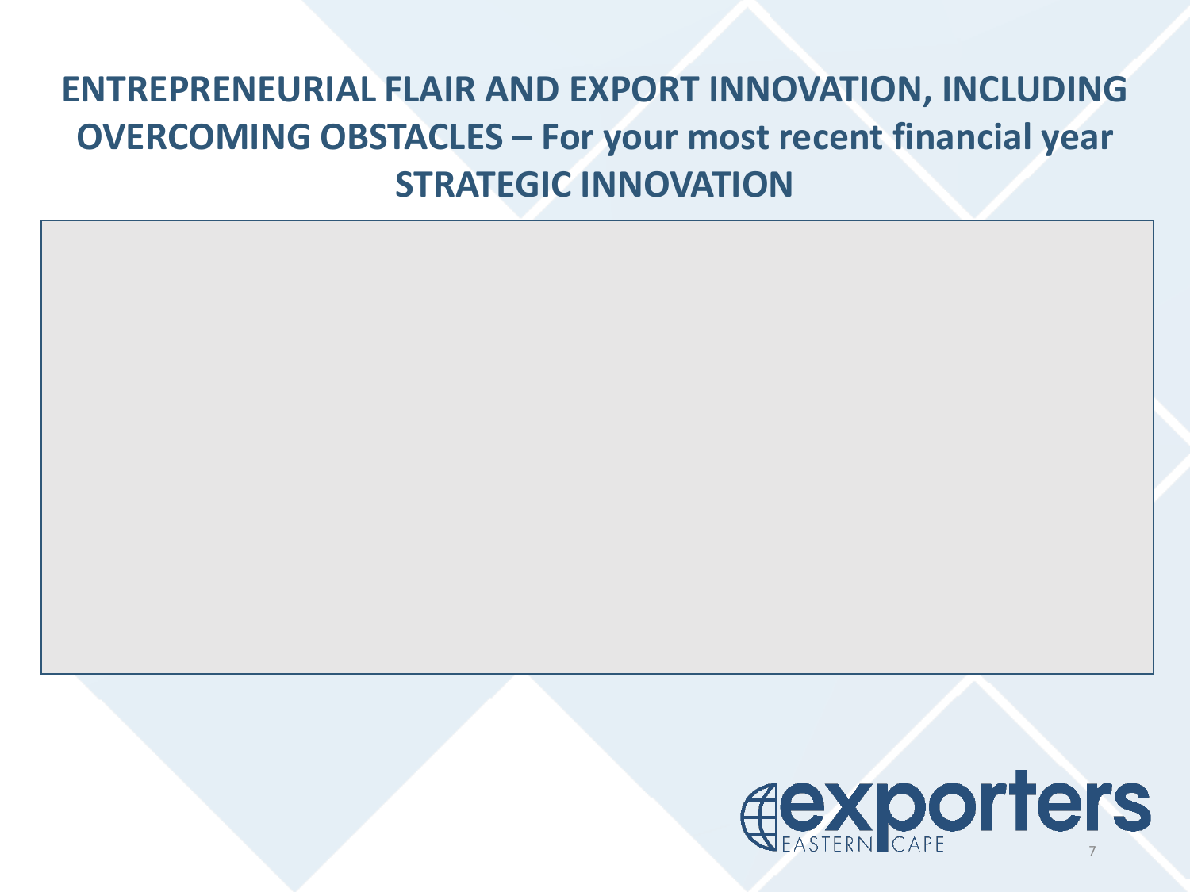# ENTREPRENEURIAL FLAIR AND EXPORT INNOVATION, INCLUDING OVERCOMING OBSTACLES – For your most recent financial year

## STRATEGIC INNOVATION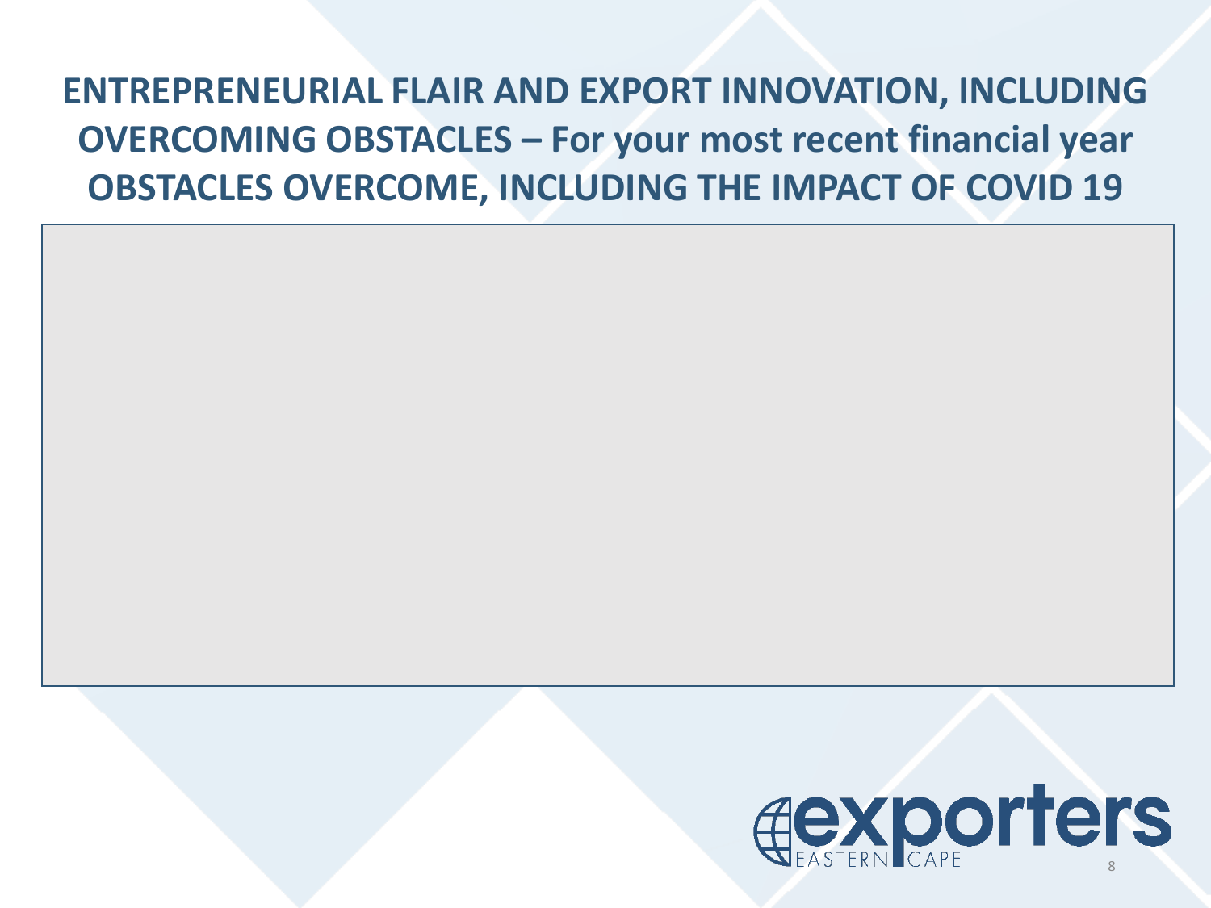# ENTREPRENEURIAL FLAIR AND EXPORT INNOVATION, INCLUDING OVERCOMING OBSTACLES – For your most recent financial year OBSTACLES OVERCOME, INCLUDING THE IMPACT OF COVID 19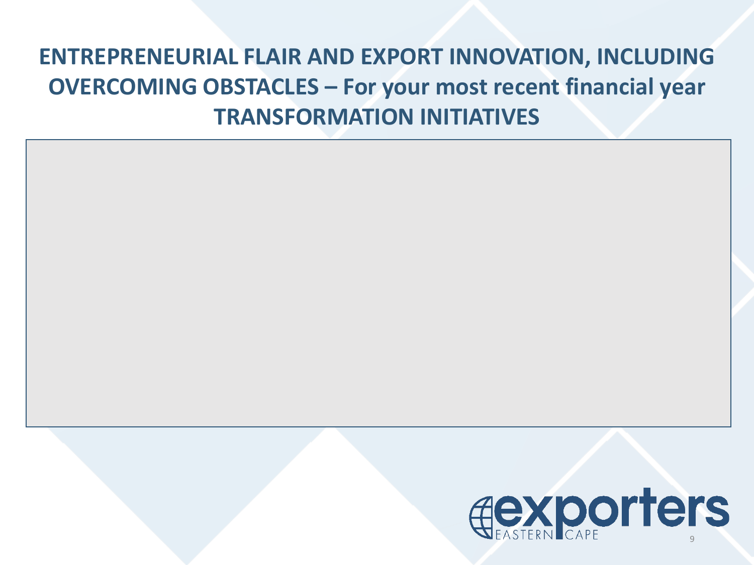# ENTREPRENEURIAL FLAIR AND EXPORT INNOVATION, INCLUDING OVERCOMING OBSTACLES – For your most recent financial year

## TRANSFORMATION INITIATIVES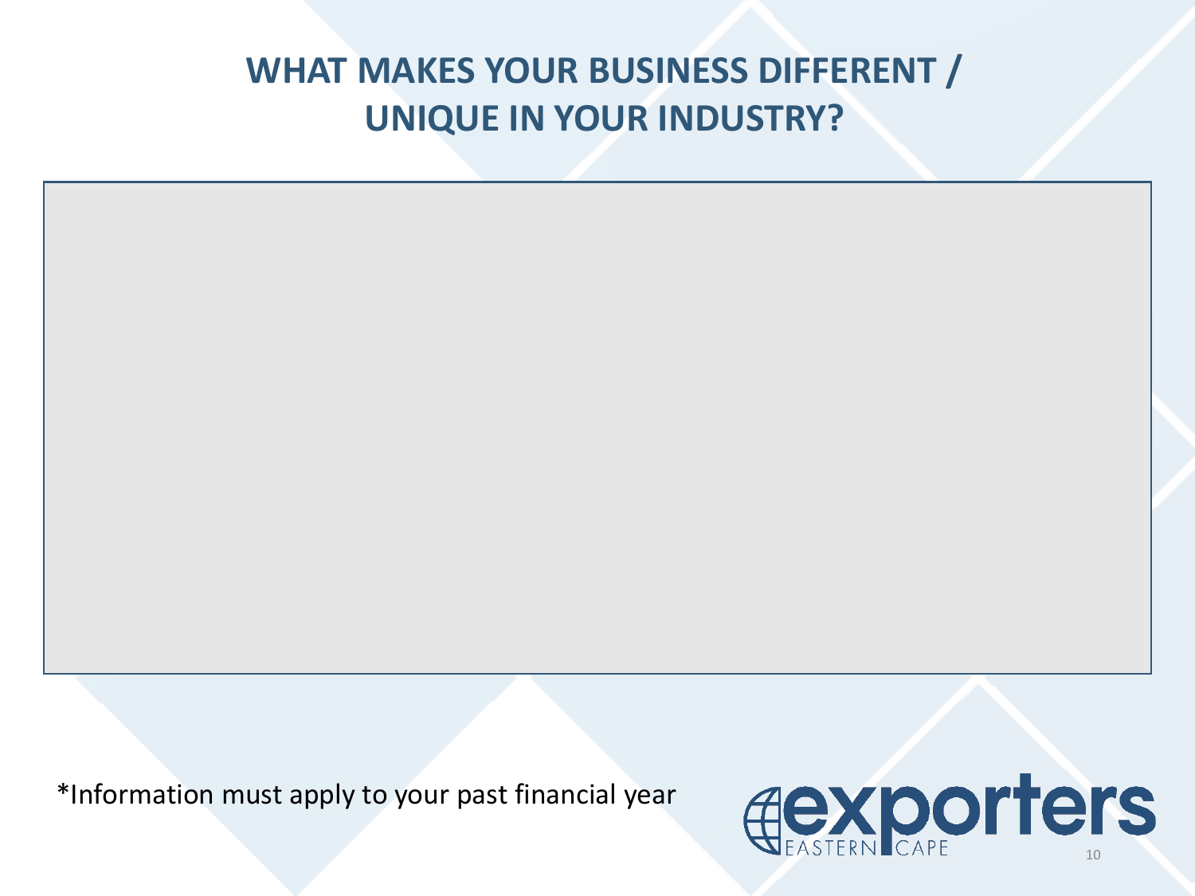# WHAT MAKES YOUR BUSINESS DIFFERENT / UNIQUE IN YOUR INDUSTRY?

*Information must apply to your past financial year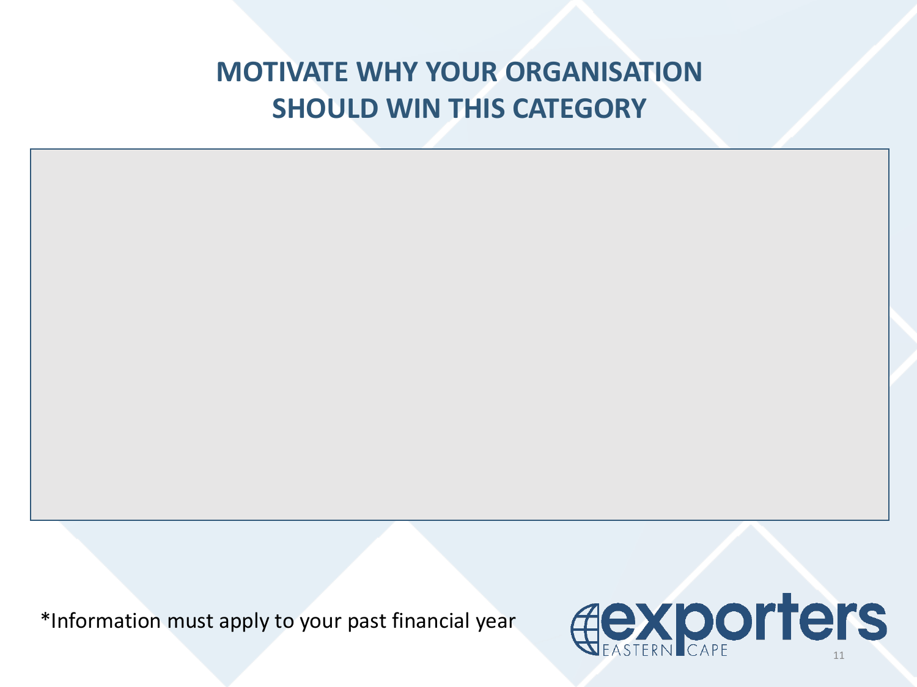# MOTIVATE WHY YOUR ORGANISATION SHOULD WIN THIS CATEGORY

*Information must apply to your past financial year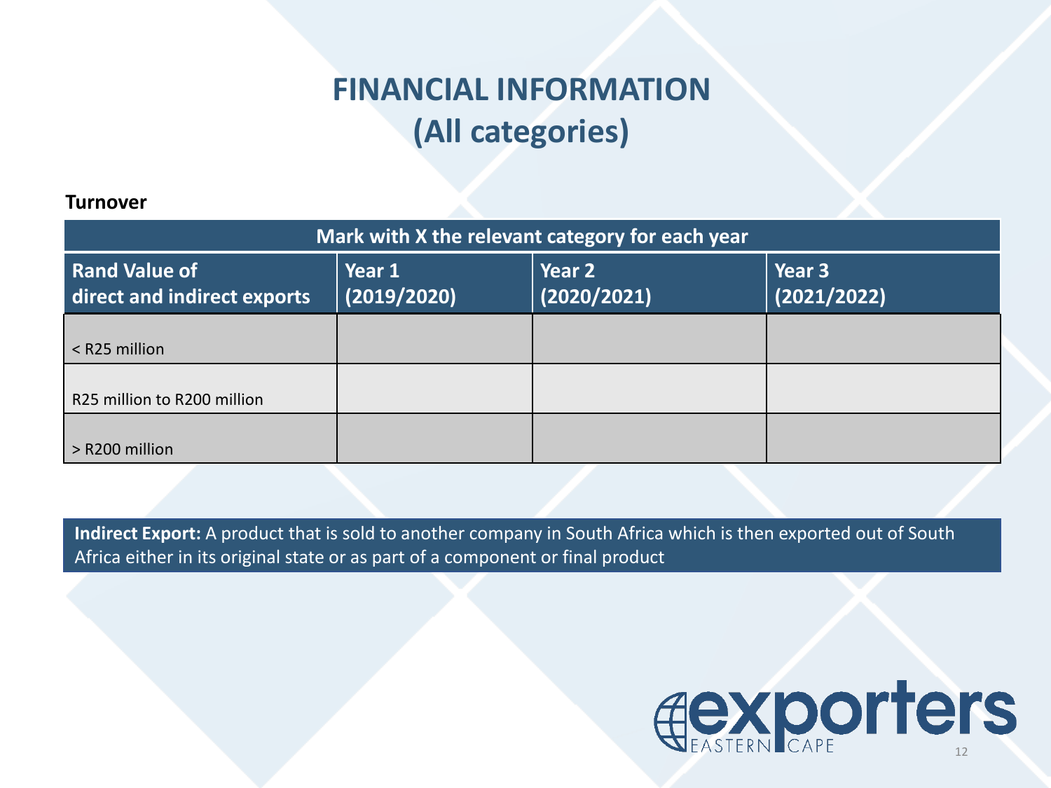# FINANCIAL INFORMATION (All categories)

**Turnover**

| Mark with X the relevant category for each year | | | |
|---|---|---|---|
| **Rand Value of direct and indirect exports** | **Year 1 (2019/2020)** | **Year 2 (2020/2021)** | **Year 3 (2021/2022)** |
| < R25 million | | | |
| R25 million to R200 million | | | |
| > R200 million | | | |

**Indirect Export:** A product that is sold to another company in South Africa which is then exported out of South Africa either in its original state or as part of a component or final product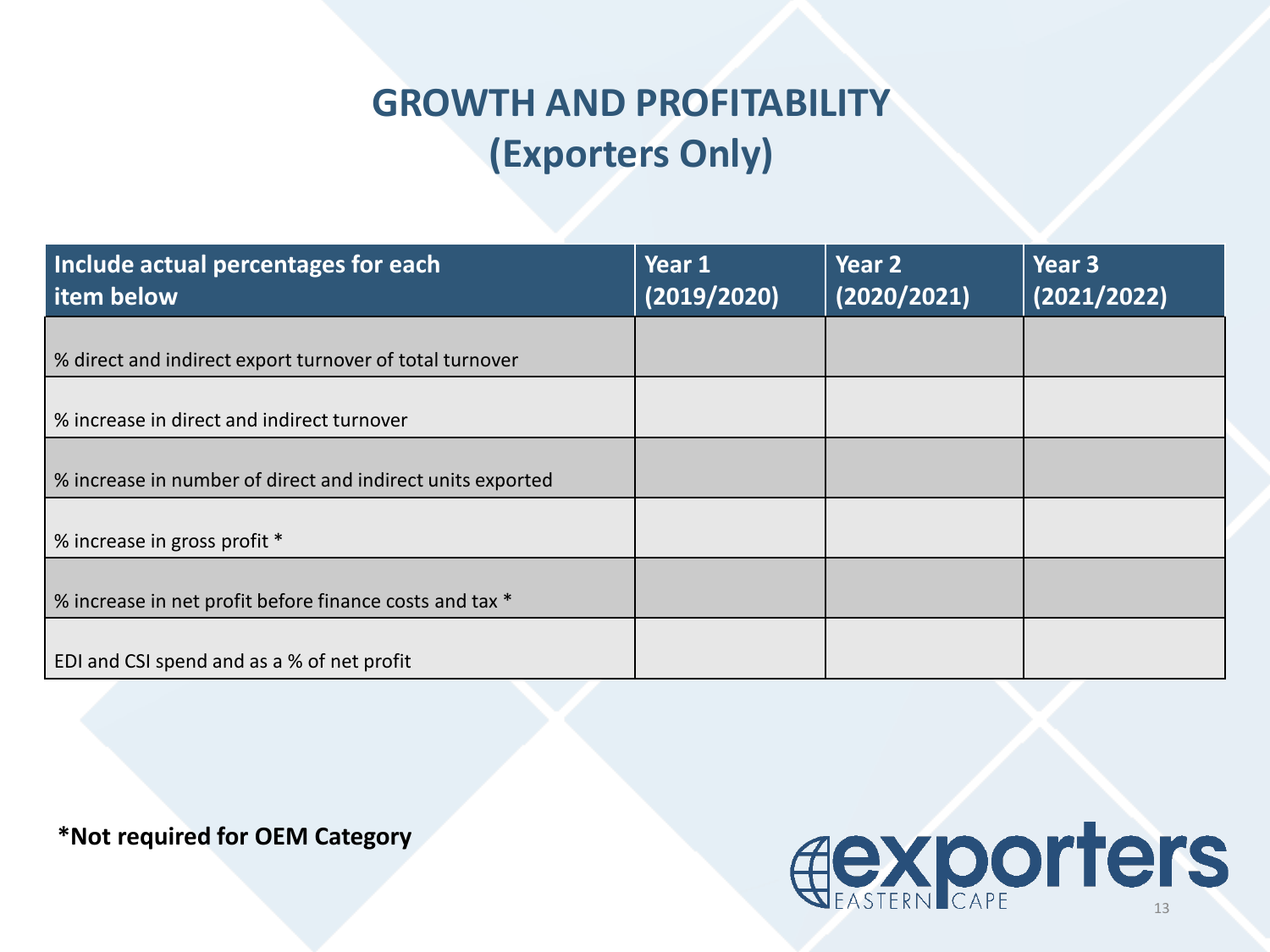# GROWTH AND PROFITABILITY (Exporters Only)

| Include actual percentages for each item below | Year 1 (2019/2020) | Year 2 (2020/2021) | Year 3 (2021/2022) |
|---|---|---|---|
| % direct and indirect export turnover of total turnover | | | |
| % increase in direct and indirect turnover | | | |
| % increase in number of direct and indirect units exported | | | |
| % increase in gross profit * | | | |
| % increase in net profit before finance costs and tax * | | | |
| EDI and CSI spend and as a % of net profit | | | |

**\*Not required for OEM Category**

exporters EASTERN CAPE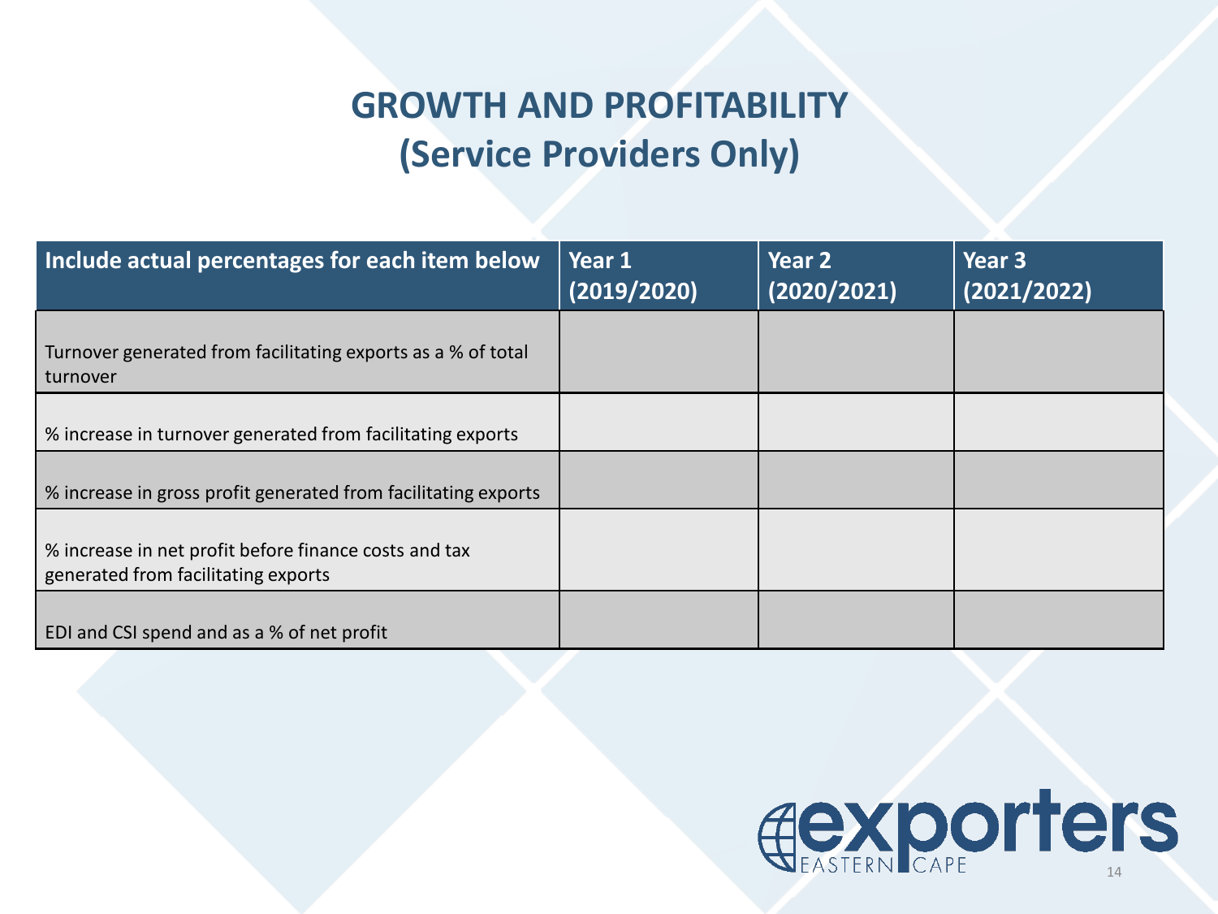# GROWTH AND PROFITABILITY (Service Providers Only)

| Include actual percentages for each item below | Year 1 (2019/2020) | Year 2 (2020/2021) | Year 3 (2021/2022) |
|---|---|---|---|
| Turnover generated from facilitating exports as a % of total turnover | | | |
| % increase in turnover generated from facilitating exports | | | |
| % increase in gross profit generated from facilitating exports | | | |
| % increase in net profit before finance costs and tax generated from facilitating exports | | | |
| EDI and CSI spend and as a % of net profit | | | |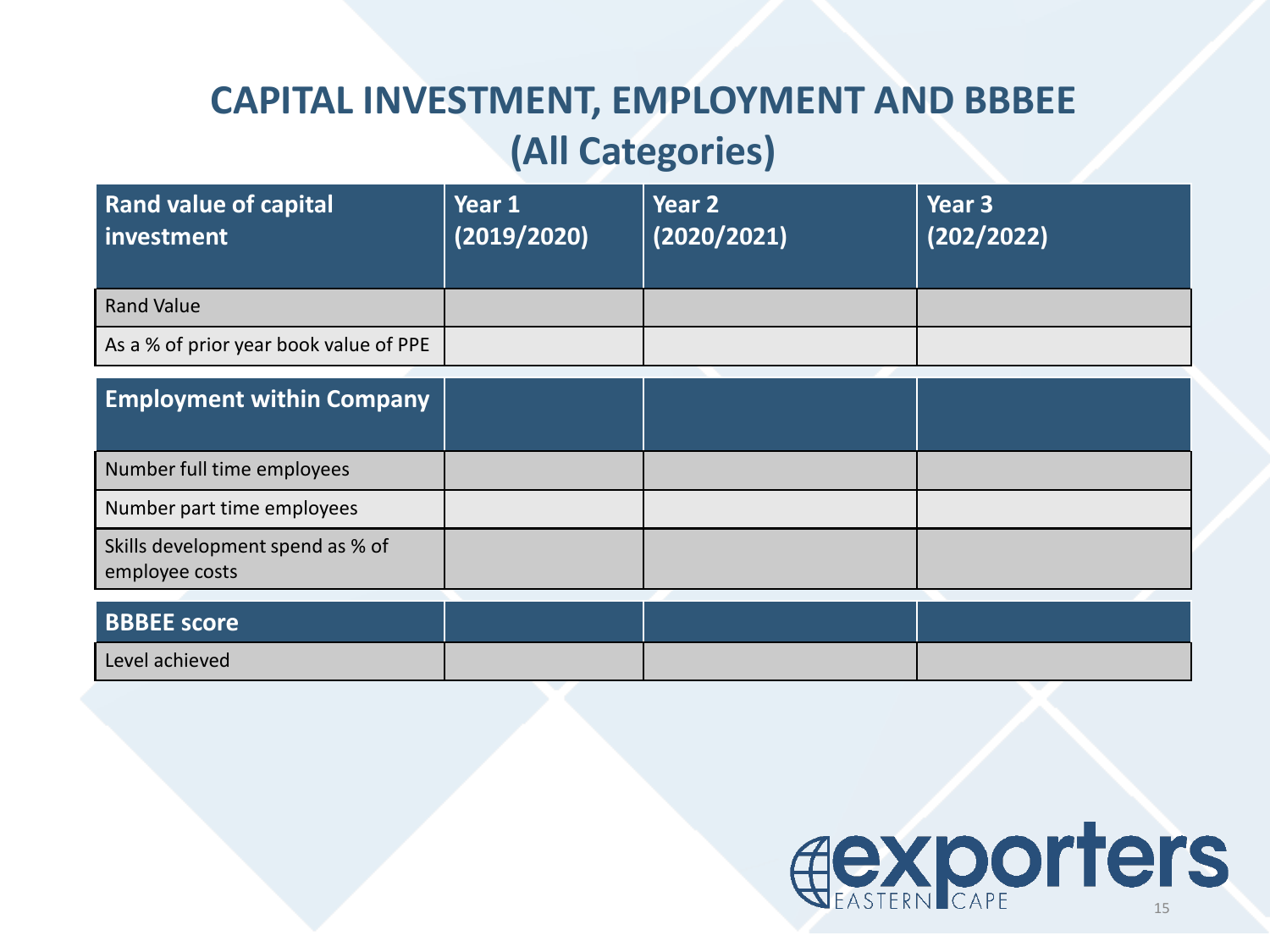# CAPITAL INVESTMENT, EMPLOYMENT AND BBBEE (All Categories)

| Rand value of capital investment | Year 1 (2019/2020) | Year 2 (2020/2021) | Year 3 (202/2022) |
| --- | --- | --- | --- |
| Rand Value | | | |
| As a % of prior year book value of PPE | | | |
| **Employment within Company** | | | |
| Number full time employees | | | |
| Number part time employees | | | |
| Skills development spend as % of employee costs | | | |
| **BBBEE score** | | | |
| Level achieved | | | |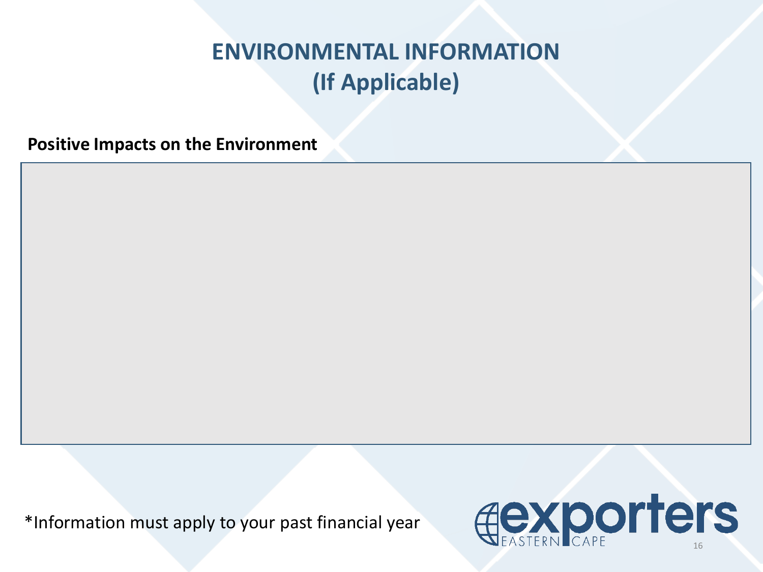# ENVIRONMENTAL INFORMATION
# (If Applicable)

**Positive Impacts on the Environment**

*Information must apply to your past financial year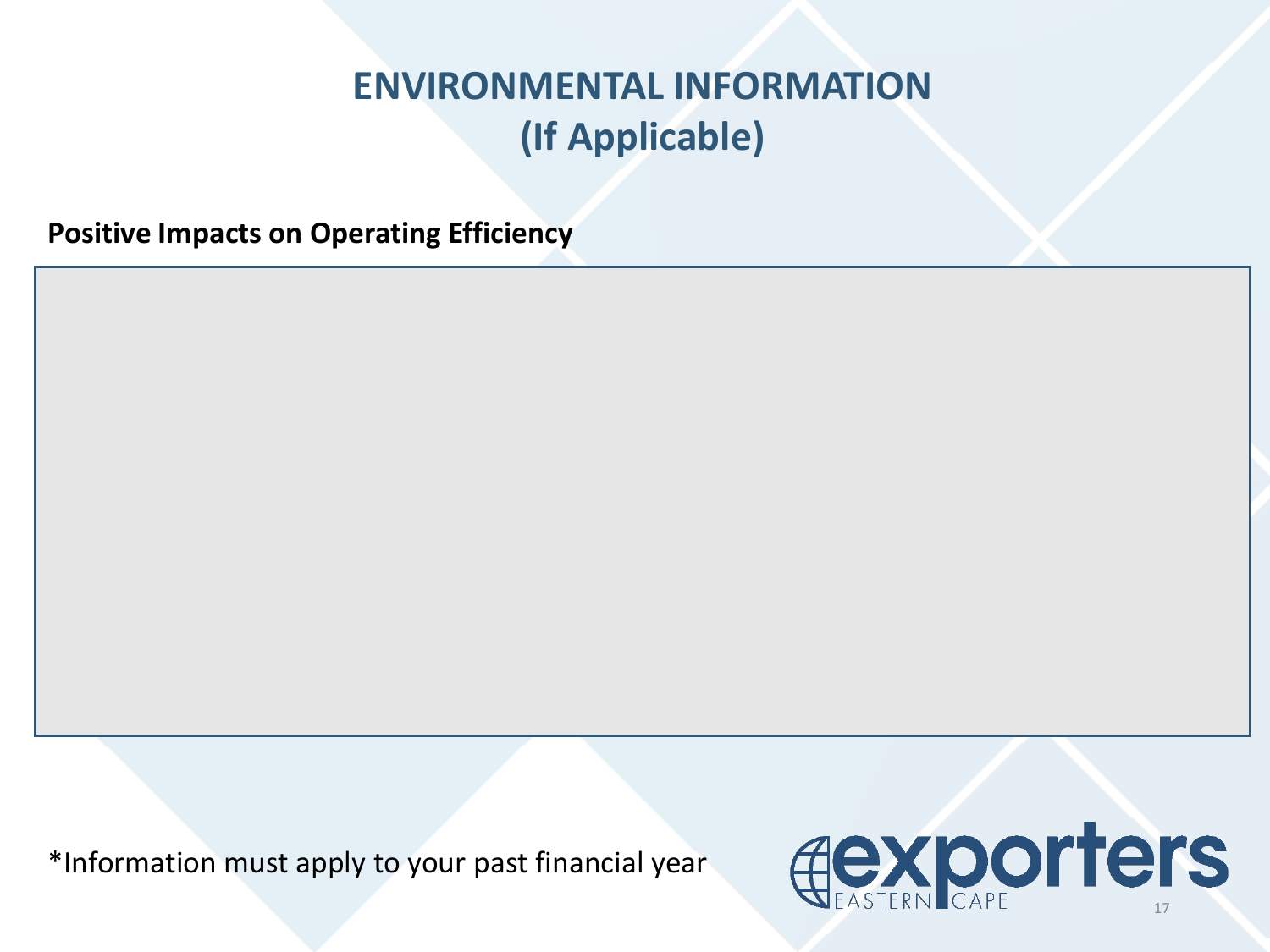# ENVIRONMENTAL INFORMATION (If Applicable)

**Positive Impacts on Operating Efficiency**

*Information must apply to your past financial year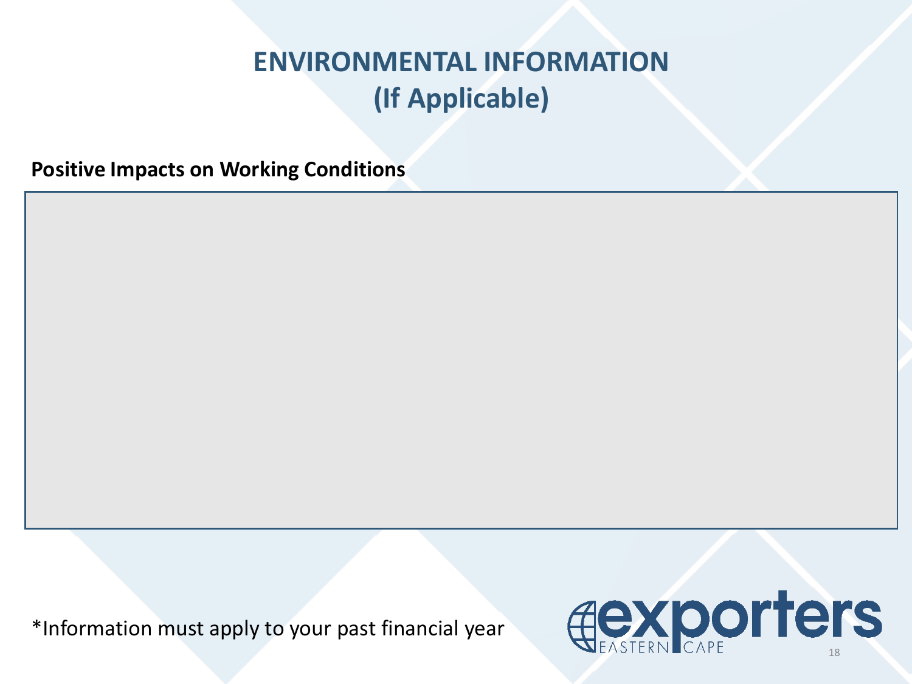# ENVIRONMENTAL INFORMATION (If Applicable)

**Positive Impacts on Working Conditions**

*Information must apply to your past financial year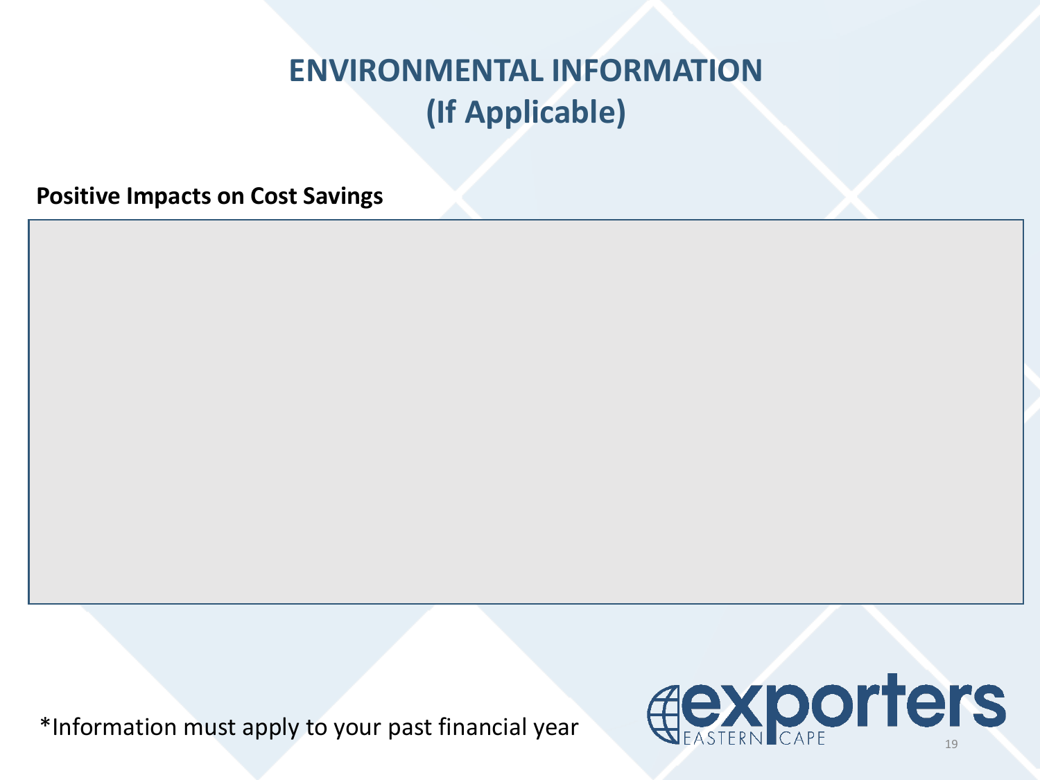# ENVIRONMENTAL INFORMATION
# (If Applicable)

**Positive Impacts on Cost Savings**

*Information must apply to your past financial year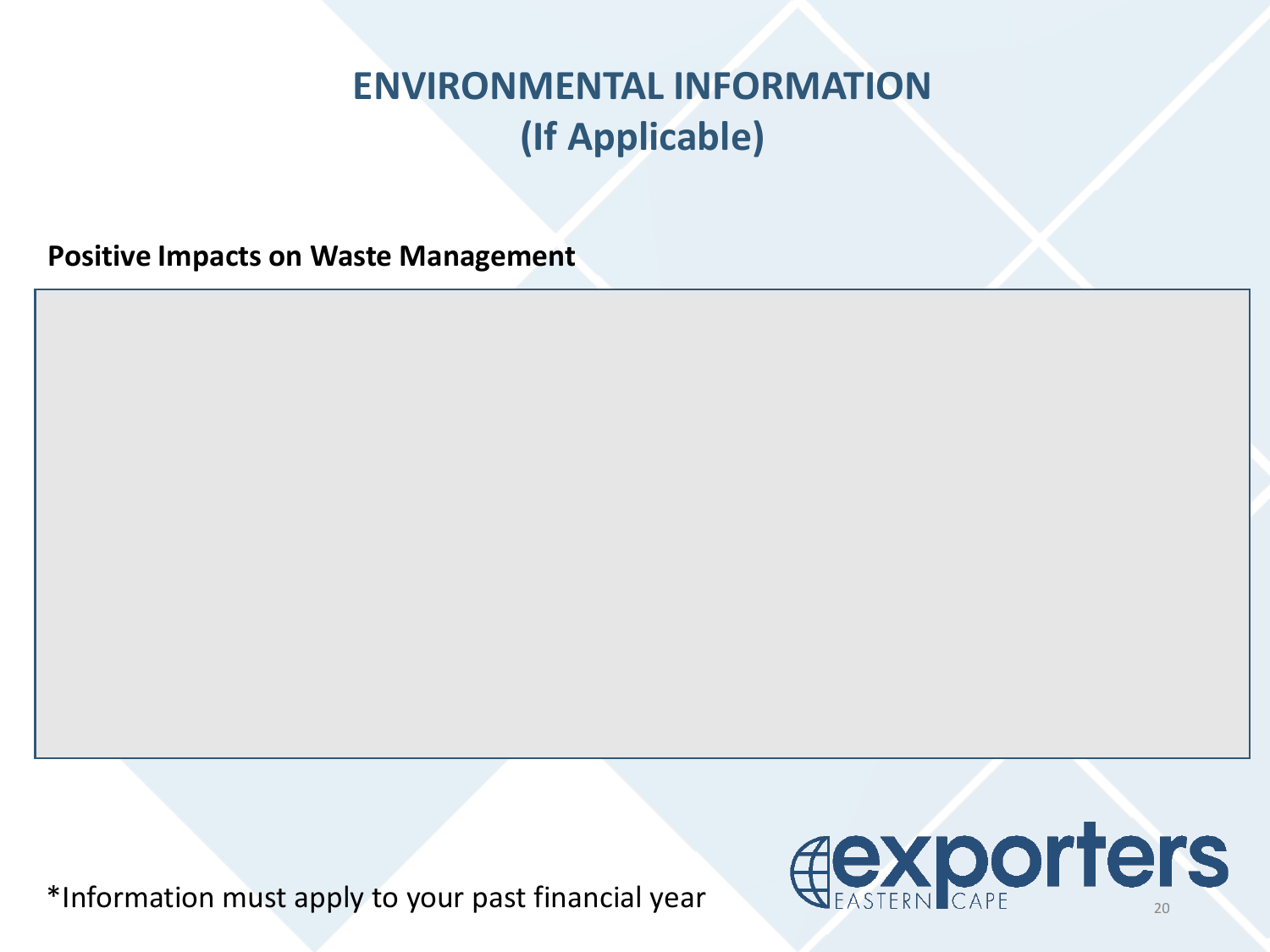# ENVIRONMENTAL INFORMATION
# (If Applicable)

**Positive Impacts on Waste Management**

*Information must apply to your past financial year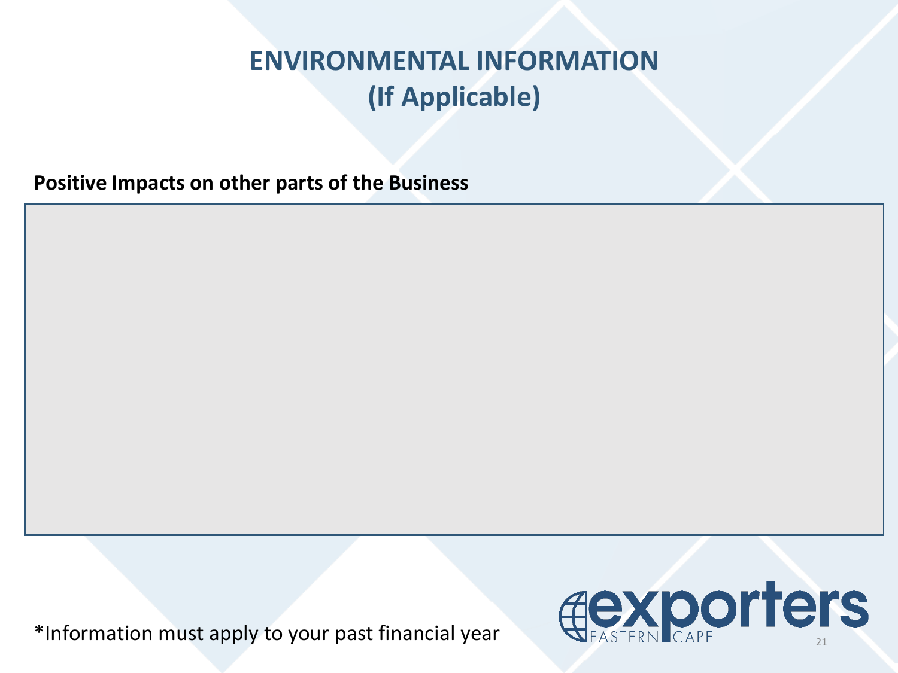# ENVIRONMENTAL INFORMATION
# (If Applicable)

**Positive Impacts on other parts of the Business**

*Information must apply to your past financial year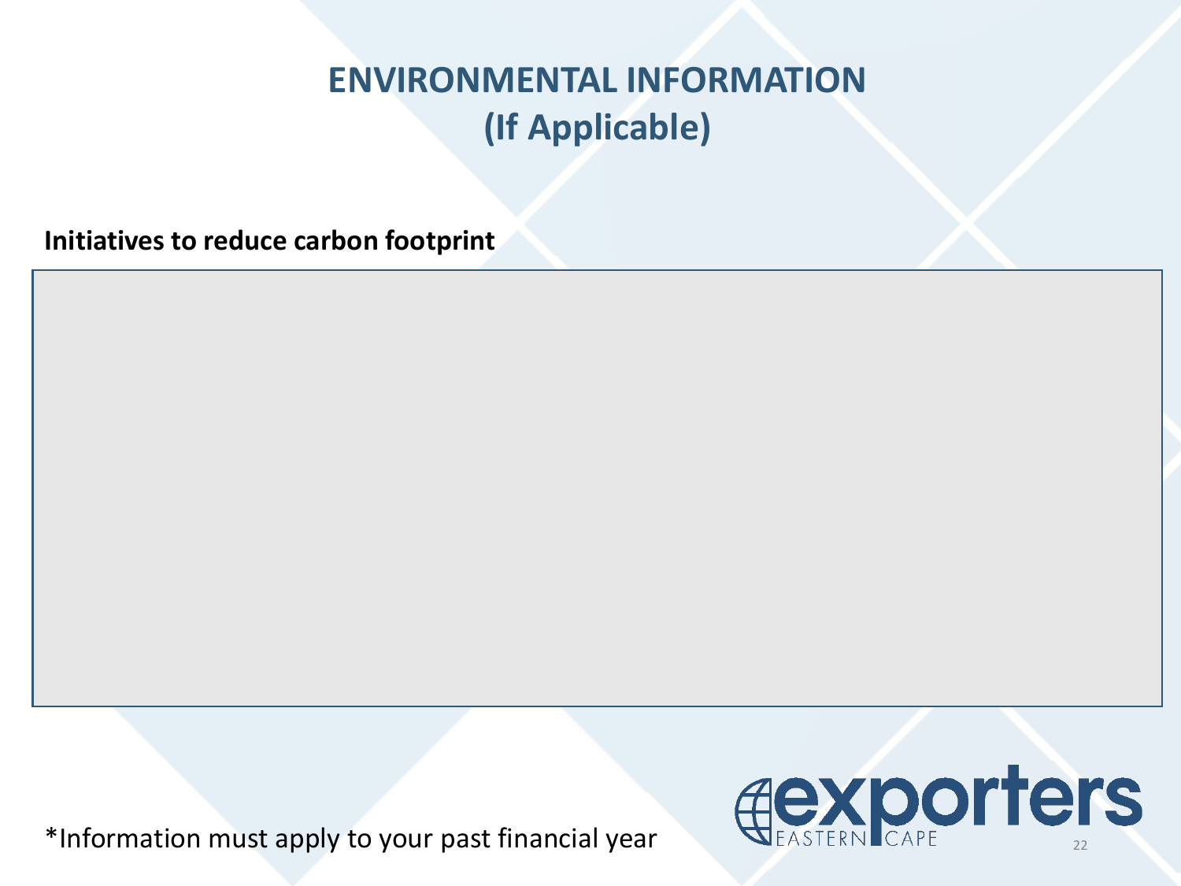# ENVIRONMENTAL INFORMATION (If Applicable)

**Initiatives to reduce carbon footprint**

*Information must apply to your past financial year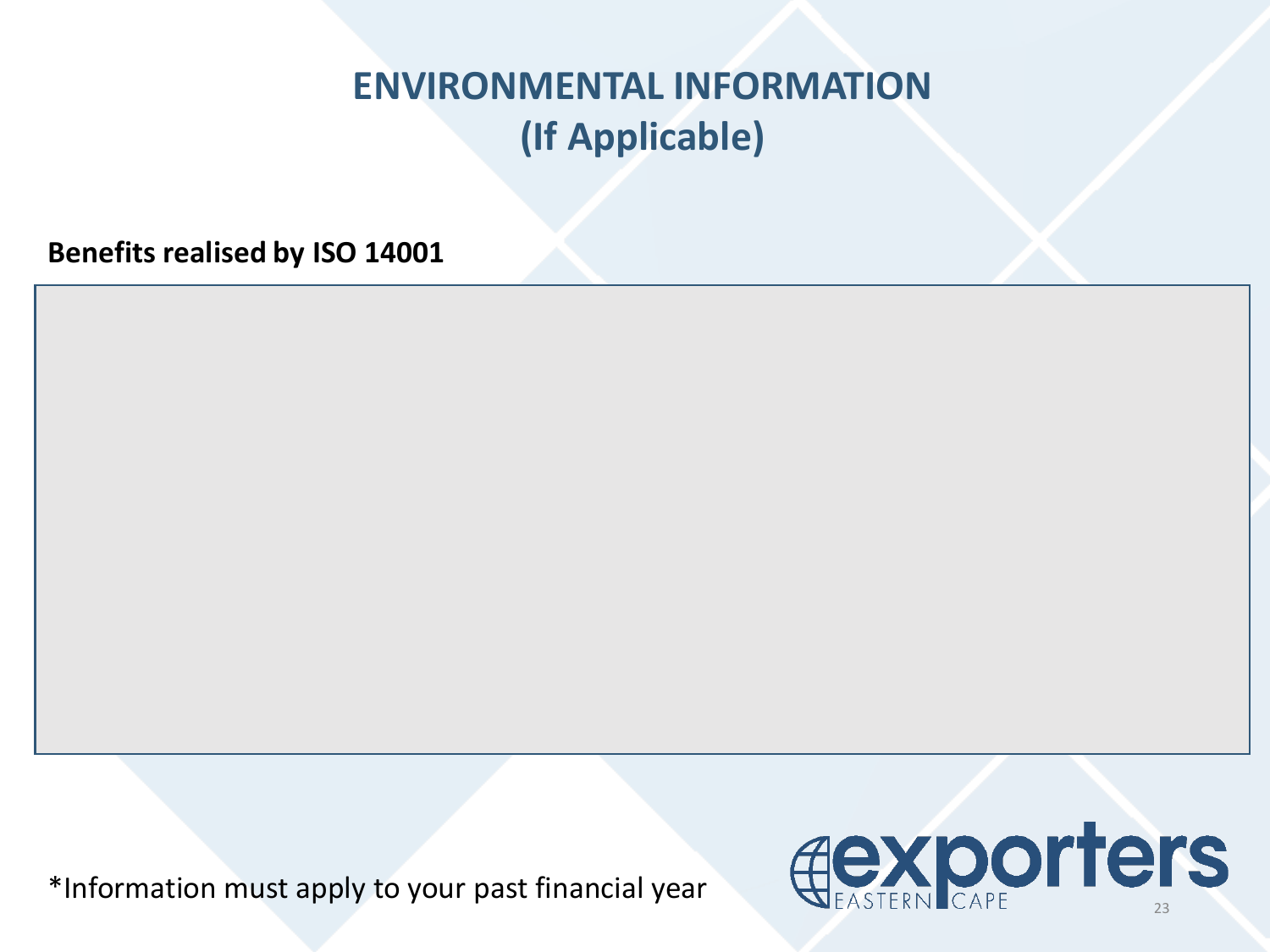# ENVIRONMENTAL INFORMATION
# (If Applicable)

**Benefits realised by ISO 14001**

*Information must apply to your past financial year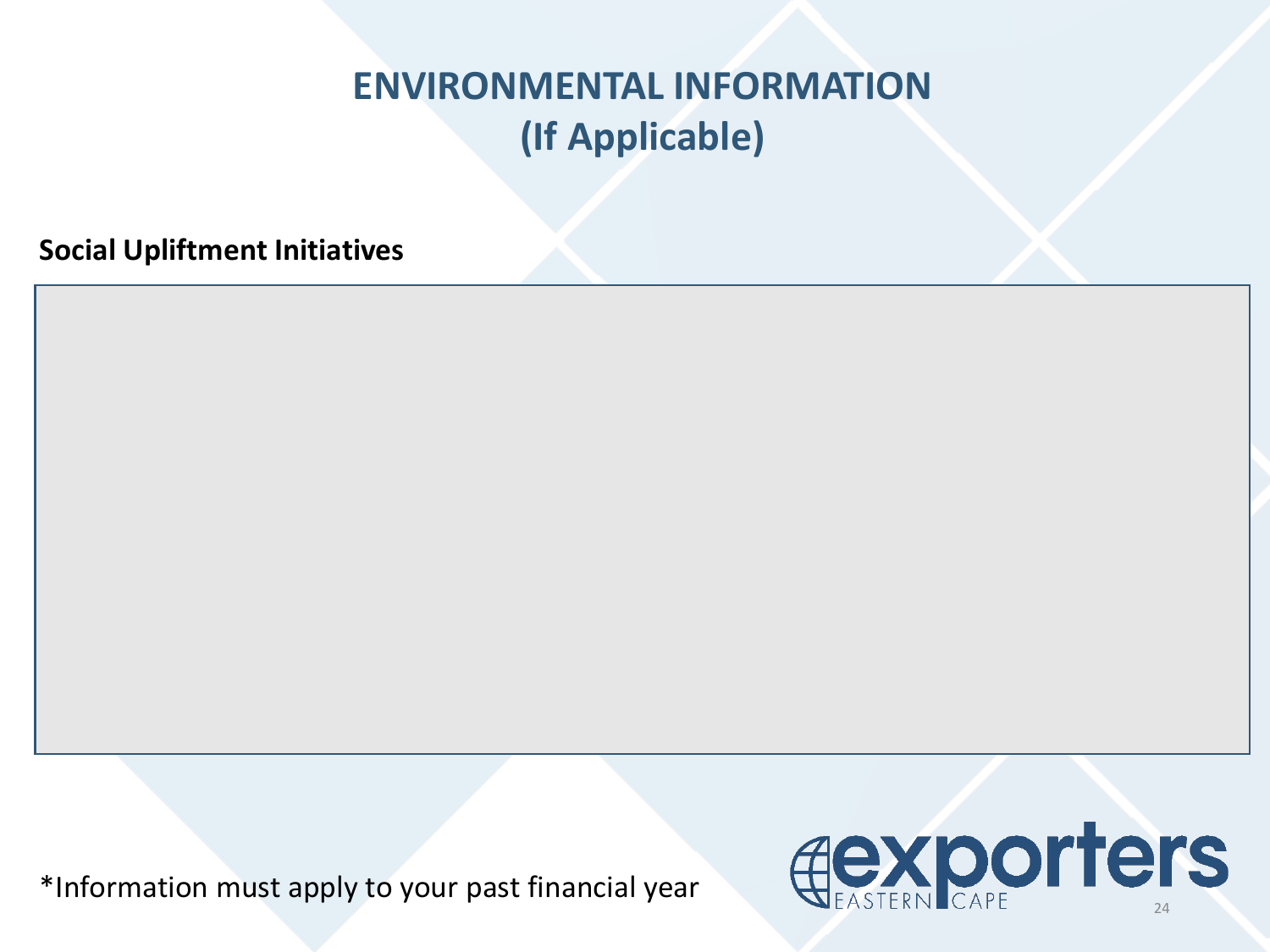# ENVIRONMENTAL INFORMATION
# (If Applicable)

**Social Upliftment Initiatives**

*Information must apply to your past financial year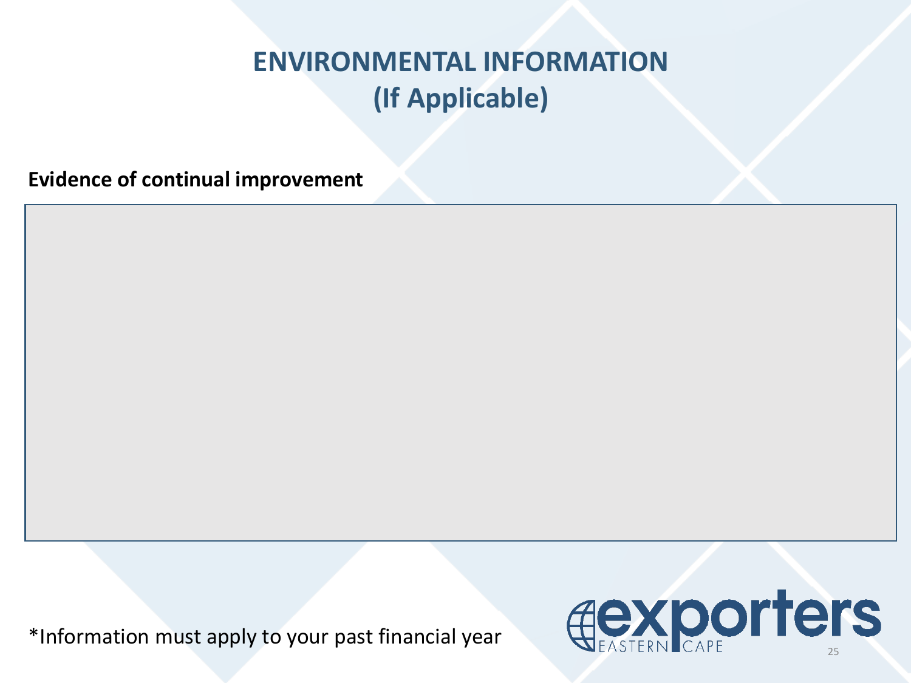# ENVIRONMENTAL INFORMATION (If Applicable)

**Evidence of continual improvement**

*Information must apply to your past financial year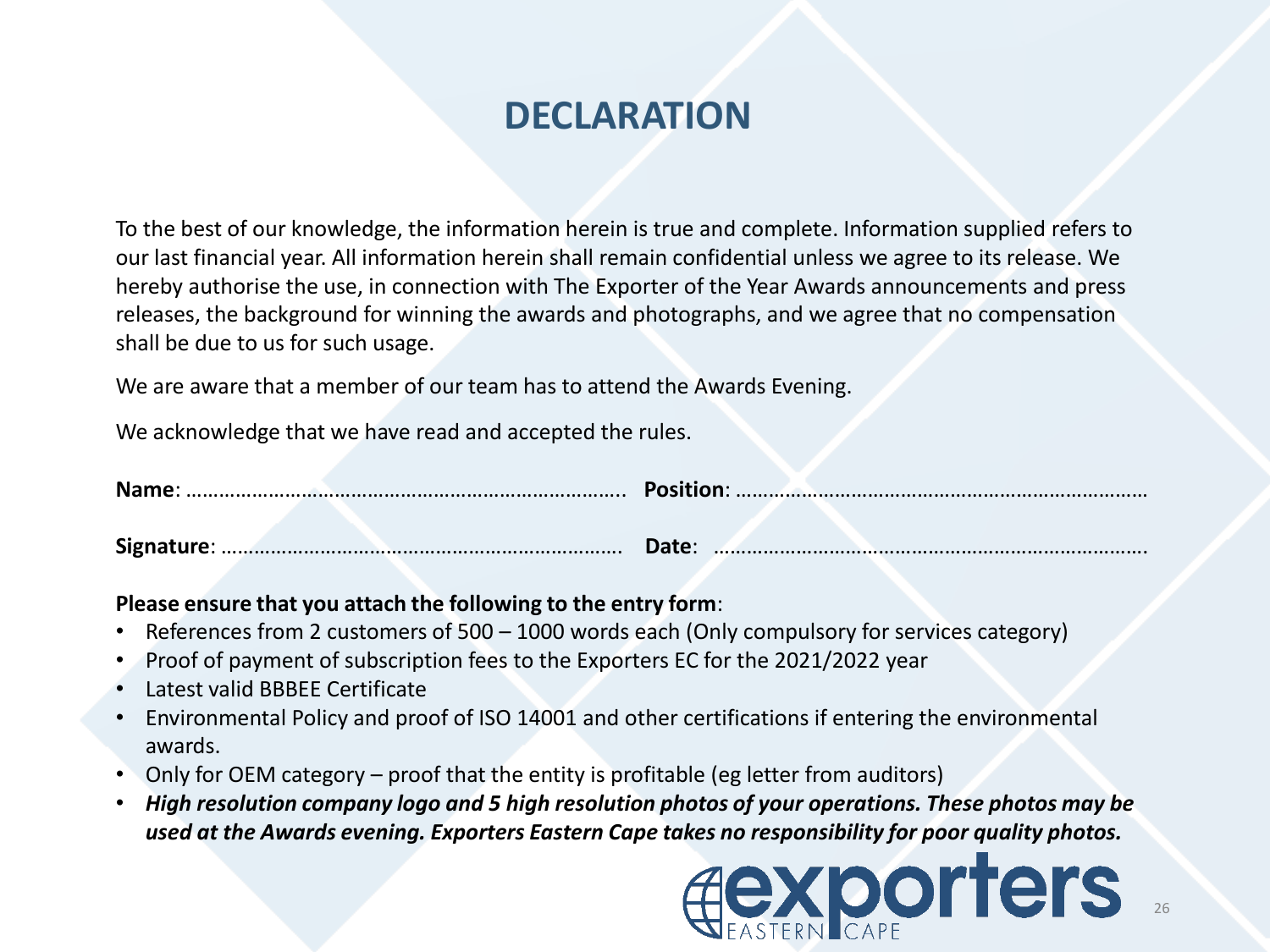# DECLARATION

To the best of our knowledge, the information herein is true and complete. Information supplied refers to our last financial year. All information herein shall remain confidential unless we agree to its release. We hereby authorise the use, in connection with The Exporter of the Year Awards announcements and press releases, the background for winning the awards and photographs, and we agree that no compensation shall be due to us for such usage.

We are aware that a member of our team has to attend the Awards Evening.

We acknowledge that we have read and accepted the rules.

**Name**: ……………………………………………………………………….. **Position**: …………………………………………………………………

**Signature**: ……………………………………………………………… **Date**: …………………………………………………………………….

**Please ensure that you attach the following to the entry form**:

- References from 2 customers of 500 – 1000 words each (Only compulsory for services category)
- Proof of payment of subscription fees to the Exporters EC for the 2021/2022 year
- Latest valid BBBEE Certificate
- Environmental Policy and proof of ISO 14001 and other certifications if entering the environmental awards.
- Only for OEM category – proof that the entity is profitable (eg letter from auditors)
- ***High resolution company logo and 5 high resolution photos of your operations. These photos may be used at the Awards evening. Exporters Eastern Cape takes no responsibility for poor quality photos.***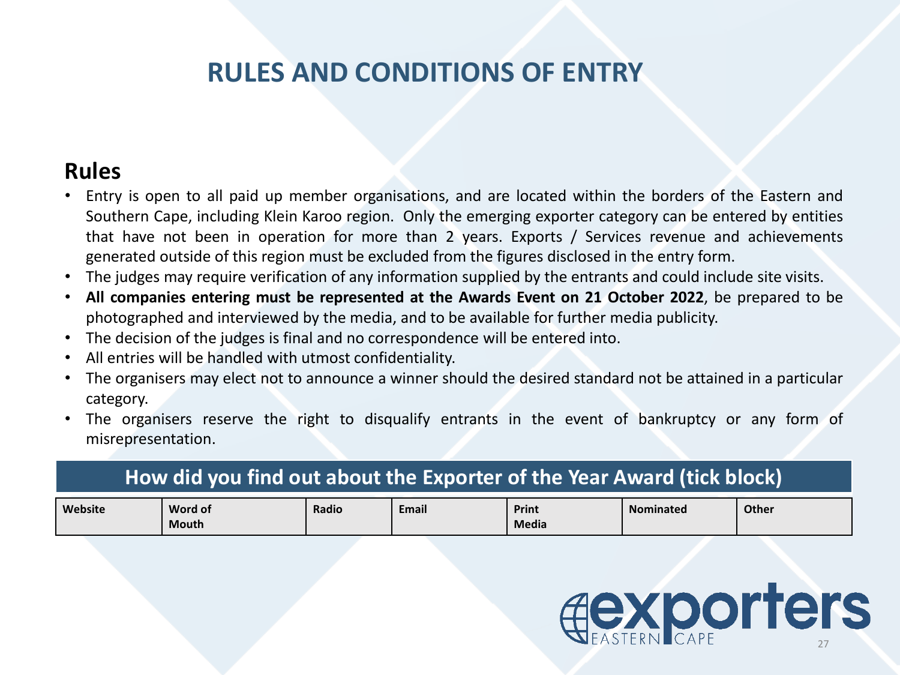# RULES AND CONDITIONS OF ENTRY

## Rules

- Entry is open to all paid up member organisations, and are located within the borders of the Eastern and Southern Cape, including Klein Karoo region. Only the emerging exporter category can be entered by entities that have not been in operation for more than 2 years. Exports / Services revenue and achievements generated outside of this region must be excluded from the figures disclosed in the entry form.
- The judges may require verification of any information supplied by the entrants and could include site visits.
- **All companies entering must be represented at the Awards Event on 21 October 2022**, be prepared to be photographed and interviewed by the media, and to be available for further media publicity.
- The decision of the judges is final and no correspondence will be entered into.
- All entries will be handled with utmost confidentiality.
- The organisers may elect not to announce a winner should the desired standard not be attained in a particular category.
- The organisers reserve the right to disqualify entrants in the event of bankruptcy or any form of misrepresentation.

| How did you find out about the Exporter of the Year Award (tick block) | | | | | | |
|---|---|---|---|---|---|---|
| **Website** | **Word of Mouth** | **Radio** | **Email** | **Print Media** | **Nominated** | **Other** |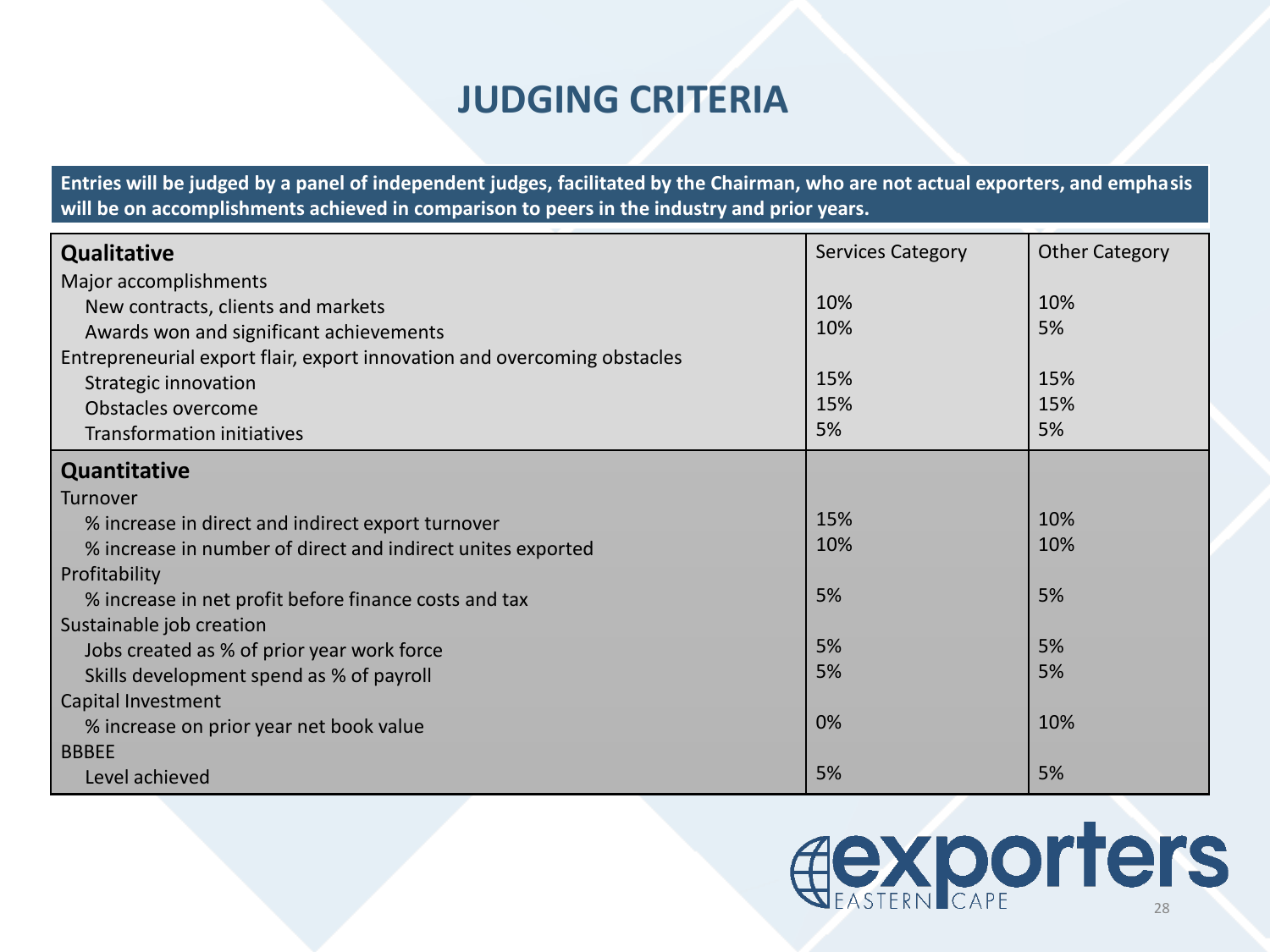# JUDGING CRITERIA

**Entries will be judged by a panel of independent judges, facilitated by the Chairman, who are not actual exporters, and emphasis will be on accomplishments achieved in comparison to peers in the industry and prior years.**

| **Qualitative** | Services Category | Other Category |
|---|---|---|
| Major accomplishments | | |
| New contracts, clients and markets | 10% | 10% |
| Awards won and significant achievements | 10% | 5% |
| Entrepreneurial export flair, export innovation and overcoming obstacles | | |
| Strategic innovation | 15% | 15% |
| Obstacles overcome | 15% | 15% |
| Transformation initiatives | 5% | 5% |
| **Quantitative** | | |
| Turnover | | |
| % increase in direct and indirect export turnover | 15% | 10% |
| % increase in number of direct and indirect unites exported | 10% | 10% |
| Profitability | | |
| % increase in net profit before finance costs and tax | 5% | 5% |
| Sustainable job creation | | |
| Jobs created as % of prior year work force | 5% | 5% |
| Skills development spend as % of payroll | 5% | 5% |
| Capital Investment | | |
| % increase on prior year net book value | 0% | 10% |
| BBBEE | | |
| Level achieved | 5% | 5% |

exporters EASTERN CAPE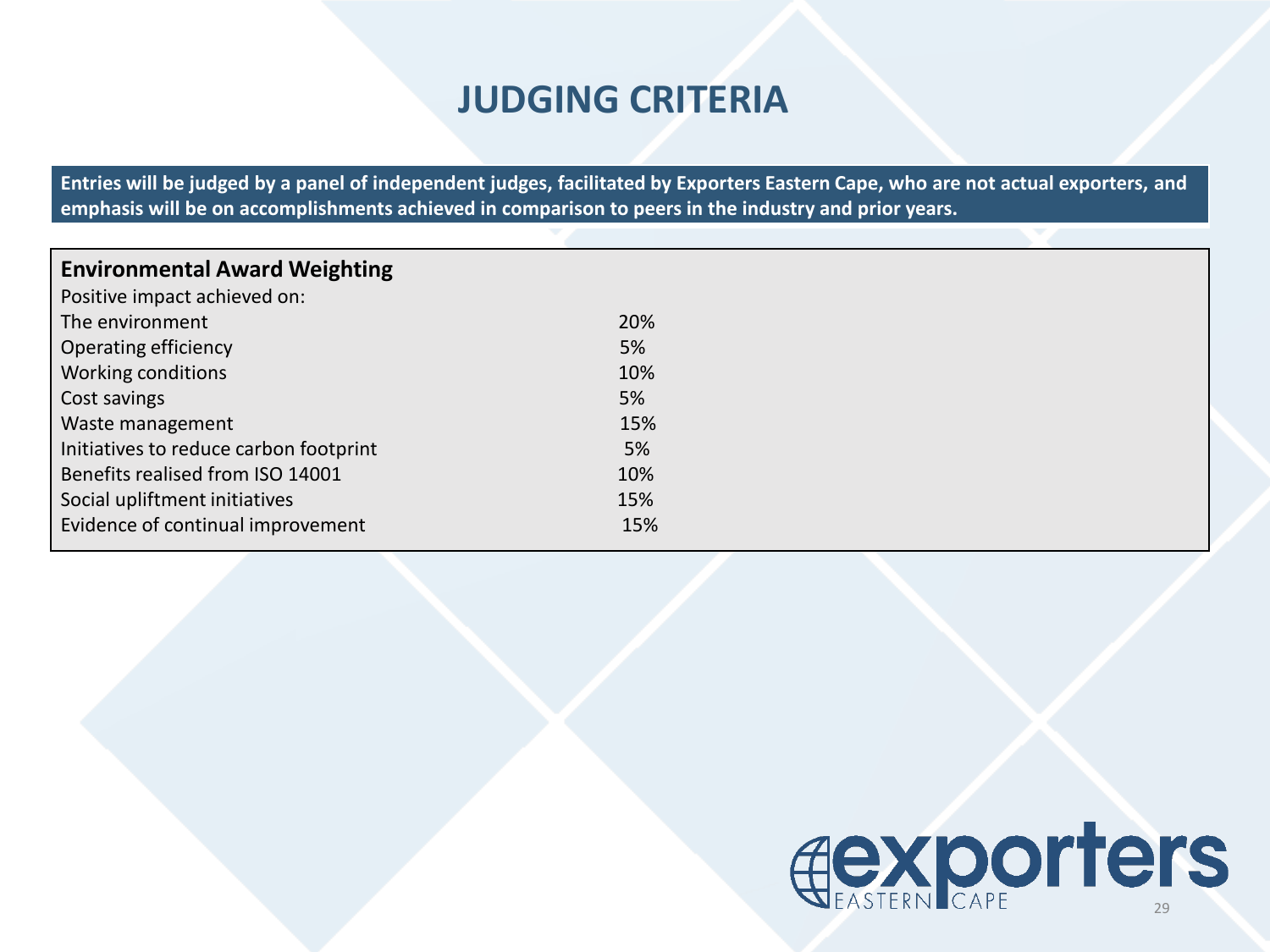# JUDGING CRITERIA

**Entries will be judged by a panel of independent judges, facilitated by Exporters Eastern Cape, who are not actual exporters, and emphasis will be on accomplishments achieved in comparison to peers in the industry and prior years.**

| | |
|---|---|
| **Environmental Award Weighting** | |
| Positive impact achieved on: | |
| The environment | 20% |
| Operating efficiency | 5% |
| Working conditions | 10% |
| Cost savings | 5% |
| Waste management | 15% |
| Initiatives to reduce carbon footprint | 5% |
| Benefits realised from ISO 14001 | 10% |
| Social upliftment initiatives | 15% |
| Evidence of continual improvement | 15% |

exporters EASTERN CAPE